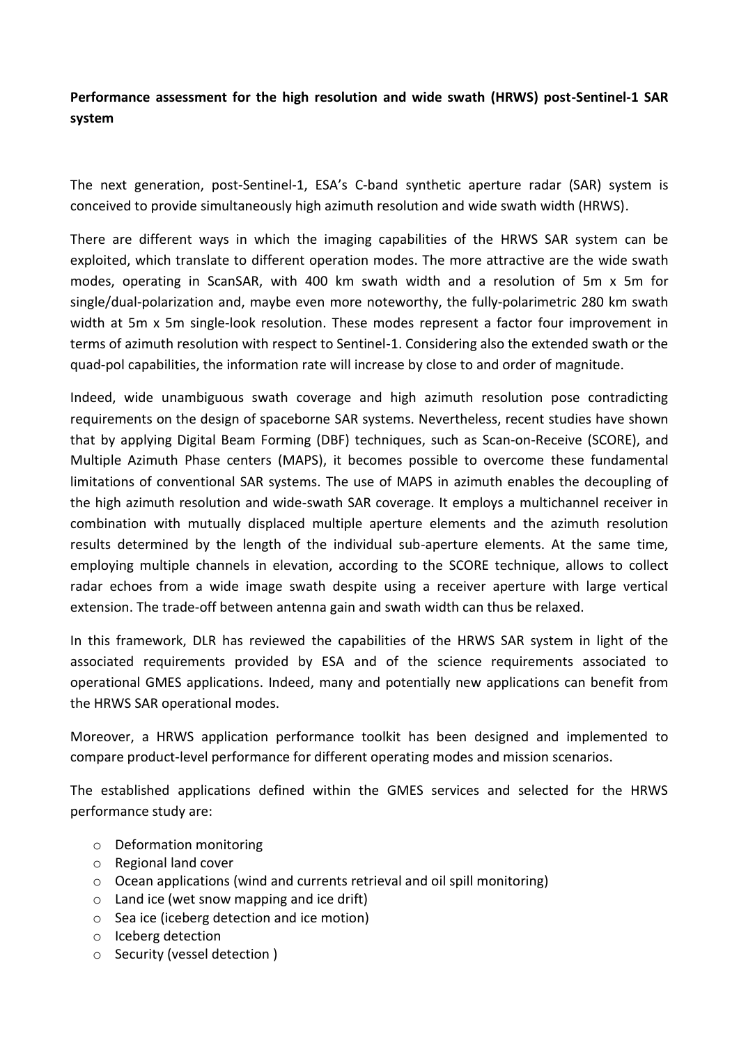**Performance assessment for the high resolution and wide swath (HRWS) post-Sentinel-1 SAR system**

The next generation, post-Sentinel-1, ESA's C-band synthetic aperture radar (SAR) system is conceived to provide simultaneously high azimuth resolution and wide swath width (HRWS).

There are different ways in which the imaging capabilities of the HRWS SAR system can be exploited, which translate to different operation modes. The more attractive are the wide swath modes, operating in ScanSAR, with 400 km swath width and a resolution of 5m x 5m for single/dual-polarization and, maybe even more noteworthy, the fully-polarimetric 280 km swath width at 5m x 5m single-look resolution. These modes represent a factor four improvement in terms of azimuth resolution with respect to Sentinel-1. Considering also the extended swath or the quad-pol capabilities, the information rate will increase by close to and order of magnitude.

Indeed, wide unambiguous swath coverage and high azimuth resolution pose contradicting requirements on the design of spaceborne SAR systems. Nevertheless, recent studies have shown that by applying Digital Beam Forming (DBF) techniques, such as Scan-on-Receive (SCORE), and Multiple Azimuth Phase centers (MAPS), it becomes possible to overcome these fundamental limitations of conventional SAR systems. The use of MAPS in azimuth enables the decoupling of the high azimuth resolution and wide-swath SAR coverage. It employs a multichannel receiver in combination with mutually displaced multiple aperture elements and the azimuth resolution results determined by the length of the individual sub-aperture elements. At the same time, employing multiple channels in elevation, according to the SCORE technique, allows to collect radar echoes from a wide image swath despite using a receiver aperture with large vertical extension. The trade-off between antenna gain and swath width can thus be relaxed.

In this framework, DLR has reviewed the capabilities of the HRWS SAR system in light of the associated requirements provided by ESA and of the science requirements associated to operational GMES applications. Indeed, many and potentially new applications can benefit from the HRWS SAR operational modes.

Moreover, a HRWS application performance toolkit has been designed and implemented to compare product-level performance for different operating modes and mission scenarios.

The established applications defined within the GMES services and selected for the HRWS performance study are:

- Deformation monitoring
- Regional land cover
- Ocean applications (wind and currents retrieval and oil spill monitoring)
- Land ice (wet snow mapping and ice drift)
- Sea ice (iceberg detection and ice motion)
- Iceberg detection
- Security (vessel detection )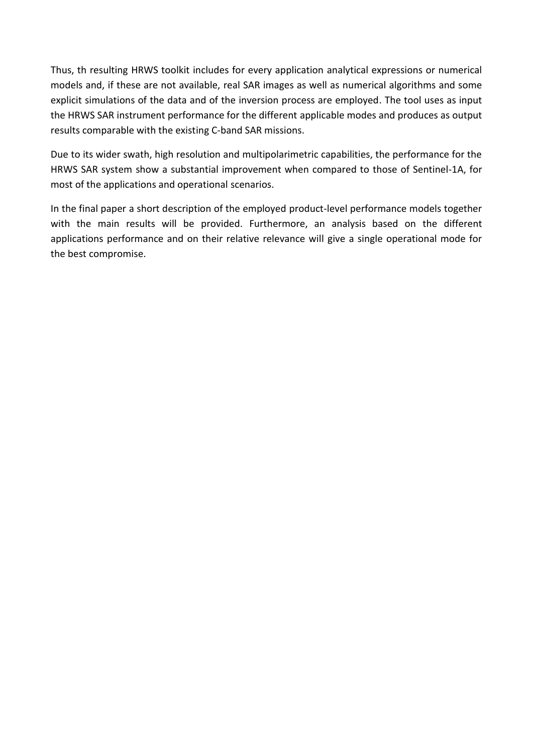Thus, th resulting HRWS toolkit includes for every application analytical expressions or numerical models and, if these are not available, real SAR images as well as numerical algorithms and some explicit simulations of the data and of the inversion process are employed. The tool uses as input the HRWS SAR instrument performance for the different applicable modes and produces as output results comparable with the existing C-band SAR missions.

Due to its wider swath, high resolution and multipolarimetric capabilities, the performance for the HRWS SAR system show a substantial improvement when compared to those of Sentinel-1A, for most of the applications and operational scenarios.

In the final paper a short description of the employed product-level performance models together with the main results will be provided. Furthermore, an analysis based on the different applications performance and on their relative relevance will give a single operational mode for the best compromise.